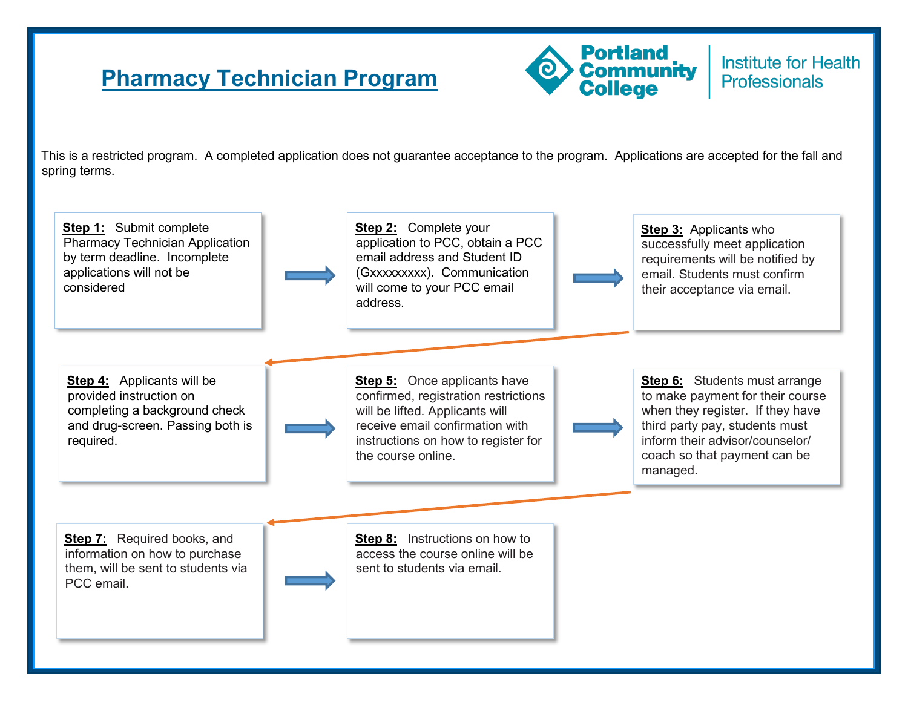# Pharmacy Technician Program

Portland Community College | Institute for Health Professionals

This is a restricted program. A completed application does not guarantee acceptance to the program. Applications are accepted for the fall and spring terms.

**Step 1:** Submit complete Pharmacy Technician Application by term deadline. Incomplete applications will not be considered

**Step 2:** Complete your application to PCC, obtain a PCC email address and Student ID (Gxxxxxxxxx). Communication will come to your PCC email address.

**Step 3:** Applicants who successfully meet application requirements will be notified by email. Students must confirm their acceptance via email.

**Step 4:** Applicants will be provided instruction on completing a background check and drug-screen. Passing both is required.

**Step 5:** Once applicants have confirmed, registration restrictions will be lifted. Applicants will receive email confirmation with instructions on how to register for the course online.

**Step 6:** Students must arrange to make payment for their course when they register. If they have third party pay, students must inform their advisor/counselor/ coach so that payment can be managed.

**Step 7:** Required books, and information on how to purchase them, will be sent to students via PCC email.

**Step 8:** Instructions on how to access the course online will be sent to students via email.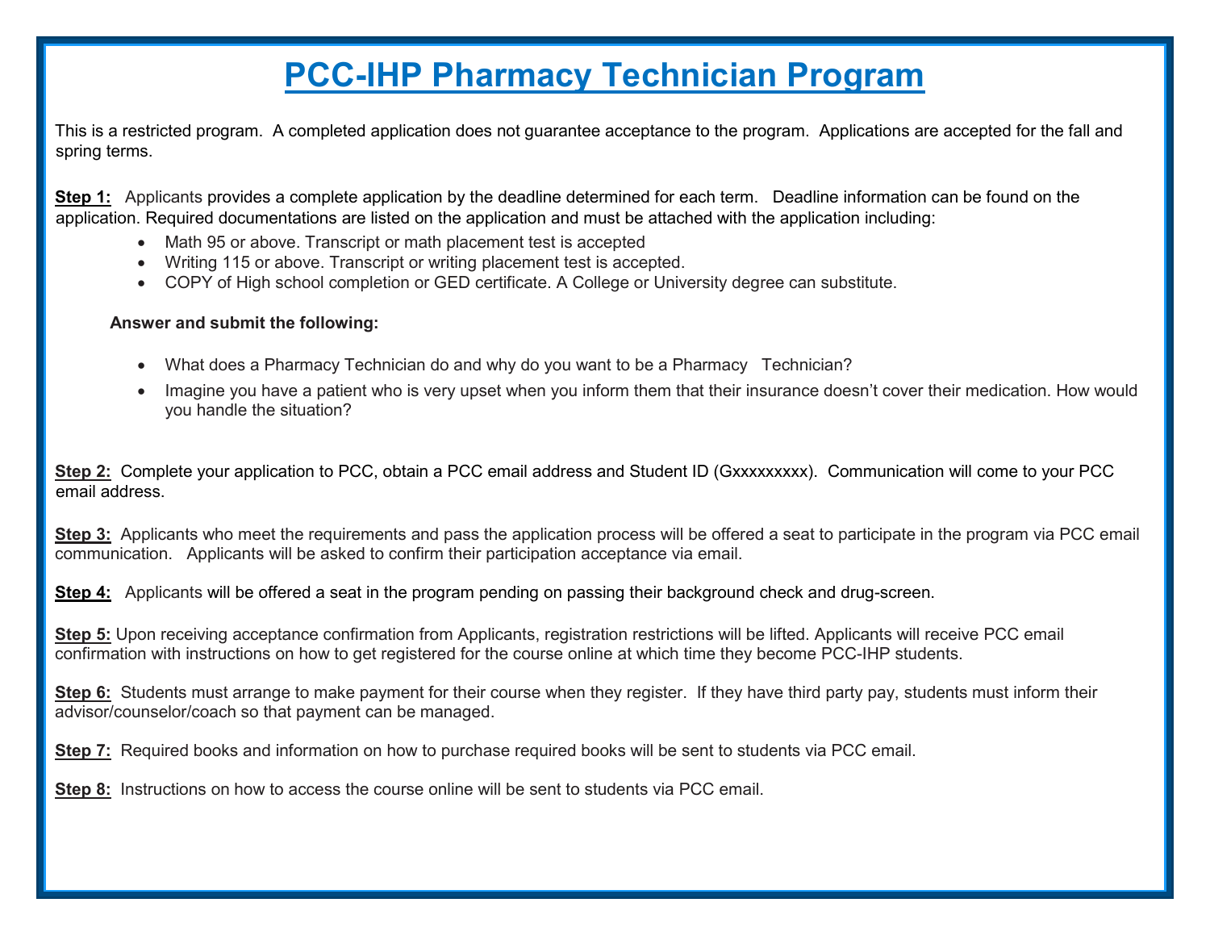# PCC-IHP Pharmacy Technician Program

This is a restricted program. A completed application does not guarantee acceptance to the program. Applications are accepted for the fall and spring terms.

**Step 1:** Applicants provides a complete application by the deadline determined for each term. Deadline information can be found on the application. Required documentations are listed on the application and must be attached with the application including:

- Math 95 or above. Transcript or math placement test is accepted
- Writing 115 or above. Transcript or writing placement test is accepted.
- COPY of High school completion or GED certificate. A College or University degree can substitute.

**Answer and submit the following:**

- What does a Pharmacy Technician do and why do you want to be a Pharmacy Technician?
- Imagine you have a patient who is very upset when you inform them that their insurance doesn't cover their medication. How would you handle the situation?

**Step 2:** Complete your application to PCC, obtain a PCC email address and Student ID (Gxxxxxxxxx). Communication will come to your PCC email address.

**Step 3:** Applicants who meet the requirements and pass the application process will be offered a seat to participate in the program via PCC email communication. Applicants will be asked to confirm their participation acceptance via email.

**Step 4:** Applicants will be offered a seat in the program pending on passing their background check and drug-screen.

**Step 5:** Upon receiving acceptance confirmation from Applicants, registration restrictions will be lifted. Applicants will receive PCC email confirmation with instructions on how to get registered for the course online at which time they become PCC-IHP students.

**Step 6:** Students must arrange to make payment for their course when they register. If they have third party pay, students must inform their advisor/counselor/coach so that payment can be managed.

**Step 7:** Required books and information on how to purchase required books will be sent to students via PCC email.

**Step 8:** Instructions on how to access the course online will be sent to students via PCC email.